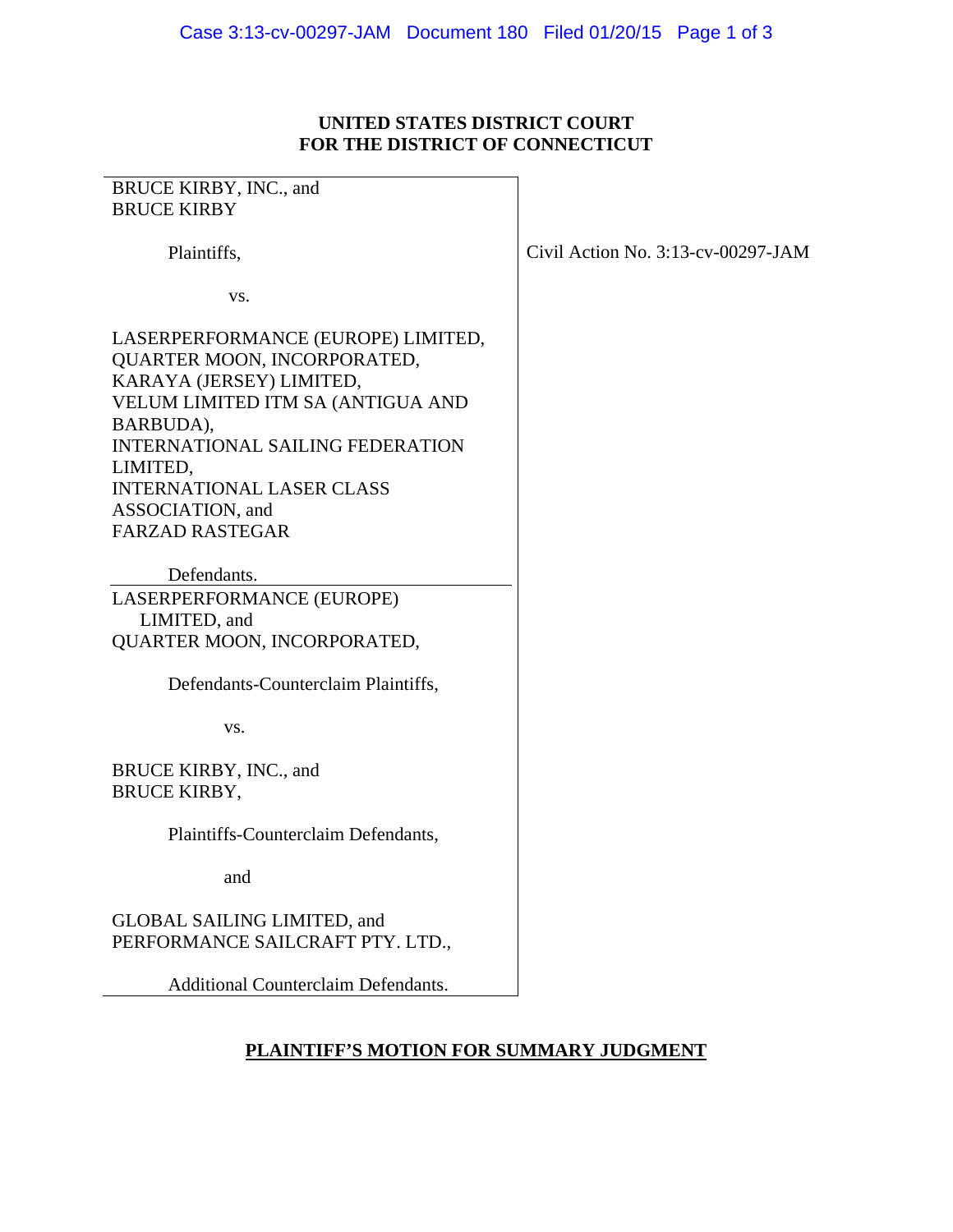**UNITED STATES DISTRICT COURT**
**FOR THE DISTRICT OF CONNECTICUT**

| | |
|---|---|
| BRUCE KIRBY, INC., and<br>BRUCE KIRBY<br><br>Plaintiffs,<br><br>vs.<br><br>LASERPERFORMANCE (EUROPE) LIMITED,<br>QUARTER MOON, INCORPORATED,<br>KARAYA (JERSEY) LIMITED,<br>VELUM LIMITED ITM SA (ANTIGUA AND BARBUDA),<br>INTERNATIONAL SAILING FEDERATION LIMITED,<br>INTERNATIONAL LASER CLASS ASSOCIATION, and<br>FARZAD RASTEGAR<br><br>Defendants. | Civil Action No. 3:13-cv-00297-JAM |
| LASERPERFORMANCE (EUROPE) LIMITED, and<br>QUARTER MOON, INCORPORATED,<br><br>Defendants-Counterclaim Plaintiffs,<br><br>vs.<br><br>BRUCE KIRBY, INC., and<br>BRUCE KIRBY,<br><br>Plaintiffs-Counterclaim Defendants,<br><br>and<br><br>GLOBAL SAILING LIMITED, and<br>PERFORMANCE SAILCRAFT PTY. LTD.,<br><br>Additional Counterclaim Defendants. | |

**PLAINTIFF'S MOTION FOR SUMMARY JUDGMENT**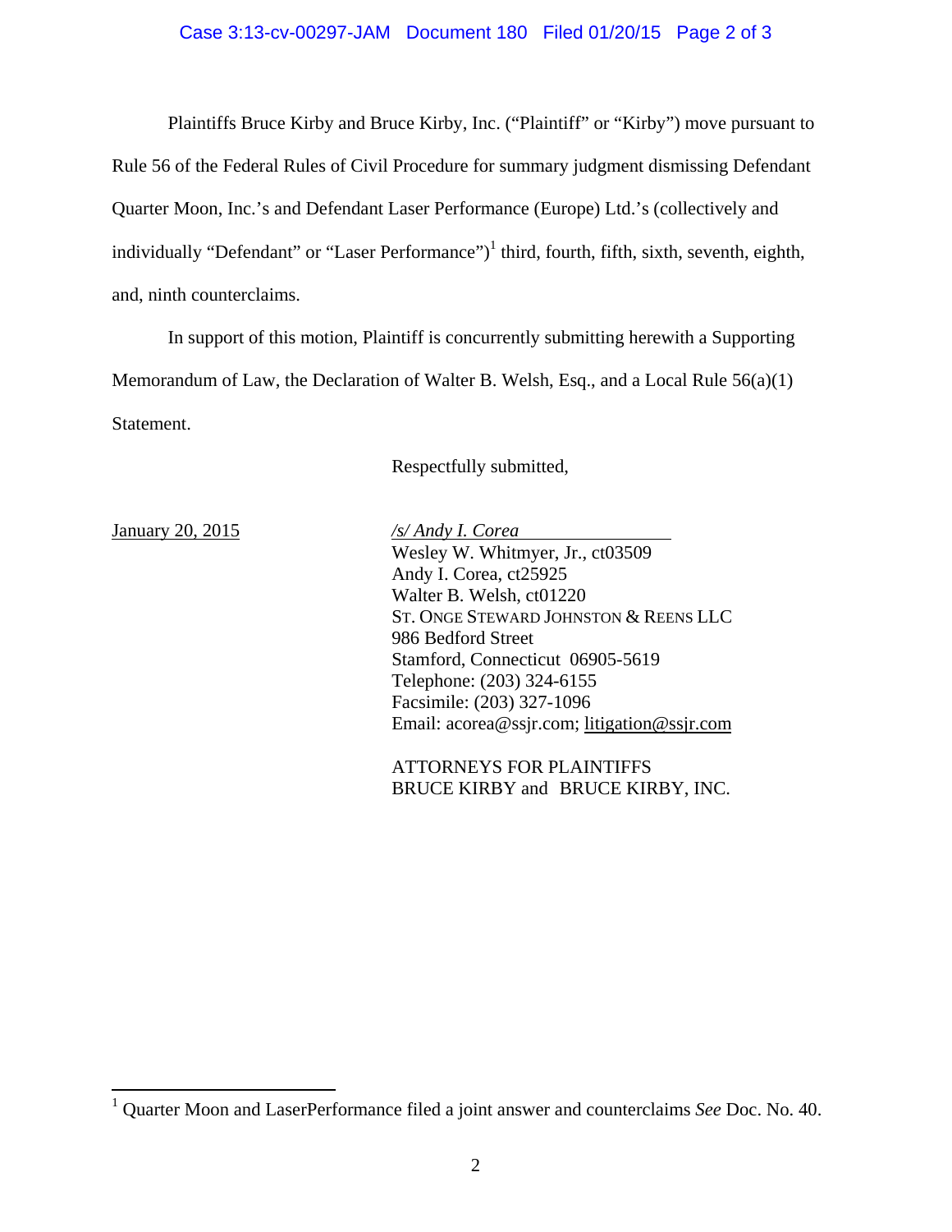Plaintiffs Bruce Kirby and Bruce Kirby, Inc. ("Plaintiff" or "Kirby") move pursuant to Rule 56 of the Federal Rules of Civil Procedure for summary judgment dismissing Defendant Quarter Moon, Inc.'s and Defendant Laser Performance (Europe) Ltd.'s (collectively and individually "Defendant" or "Laser Performance")[1] third, fourth, fifth, sixth, seventh, eighth, and, ninth counterclaims.

In support of this motion, Plaintiff is concurrently submitting herewith a Supporting Memorandum of Law, the Declaration of Walter B. Welsh, Esq., and a Local Rule 56(a)(1) Statement.

Respectfully submitted,

January 20, 2015

*/s/ Andy I. Corea*
Wesley W. Whitmyer, Jr., ct03509
Andy I. Corea, ct25925
Walter B. Welsh, ct01220
ST. ONGE STEWARD JOHNSTON & REENS LLC
986 Bedford Street
Stamford, Connecticut 06905-5619
Telephone: (203) 324-6155
Facsimile: (203) 327-1096
Email: acorea@ssjr.com; litigation@ssjr.com

ATTORNEYS FOR PLAINTIFFS
BRUCE KIRBY and BRUCE KIRBY, INC.

---

[1] Quarter Moon and LaserPerformance filed a joint answer and counterclaims *See* Doc. No. 40.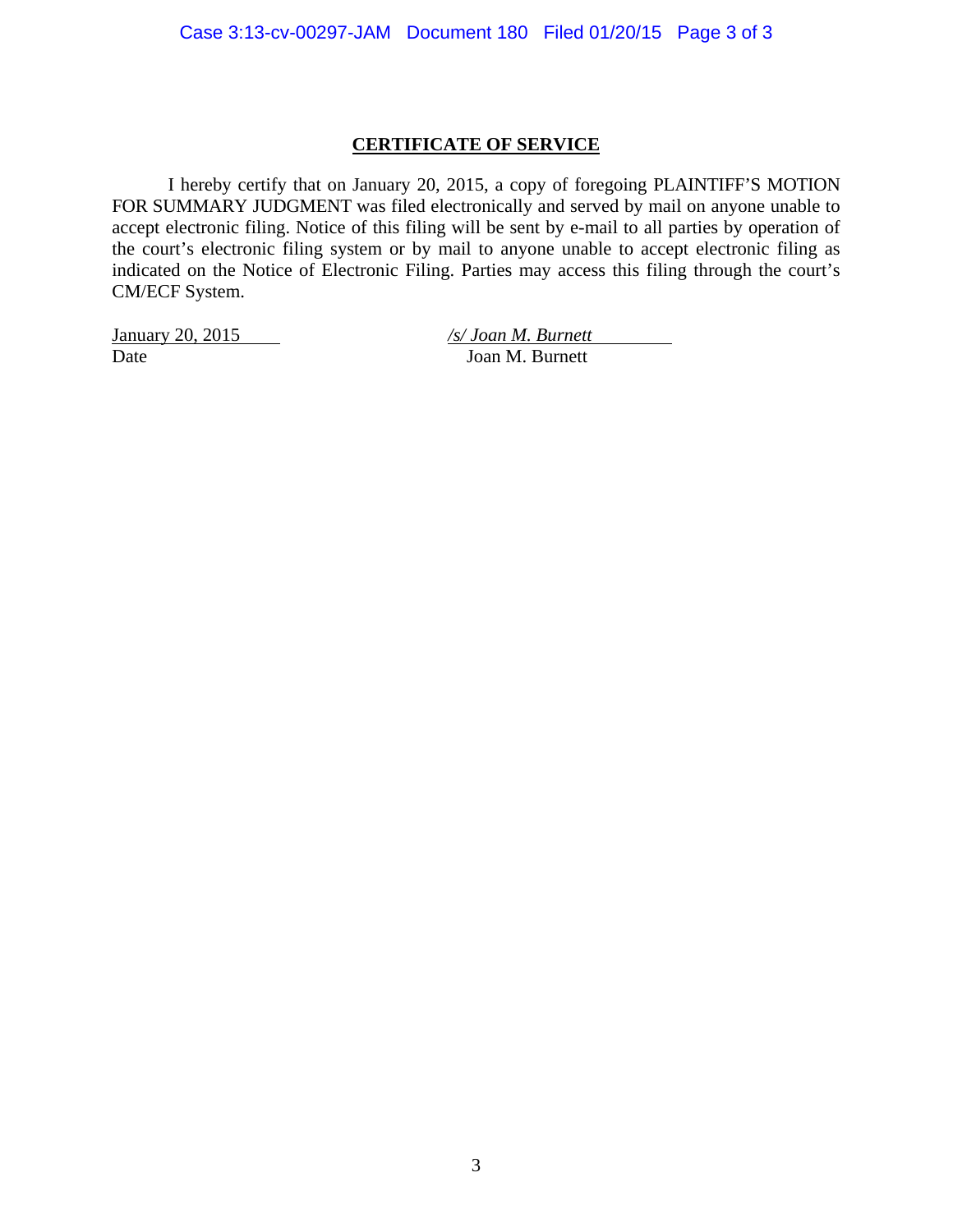**CERTIFICATE OF SERVICE**

I hereby certify that on January 20, 2015, a copy of foregoing PLAINTIFF'S MOTION FOR SUMMARY JUDGMENT was filed electronically and served by mail on anyone unable to accept electronic filing. Notice of this filing will be sent by e-mail to all parties by operation of the court's electronic filing system or by mail to anyone unable to accept electronic filing as indicated on the Notice of Electronic Filing. Parties may access this filing through the court's CM/ECF System.

January 20, 2015
Date

*/s/ Joan M. Burnett*
Joan M. Burnett